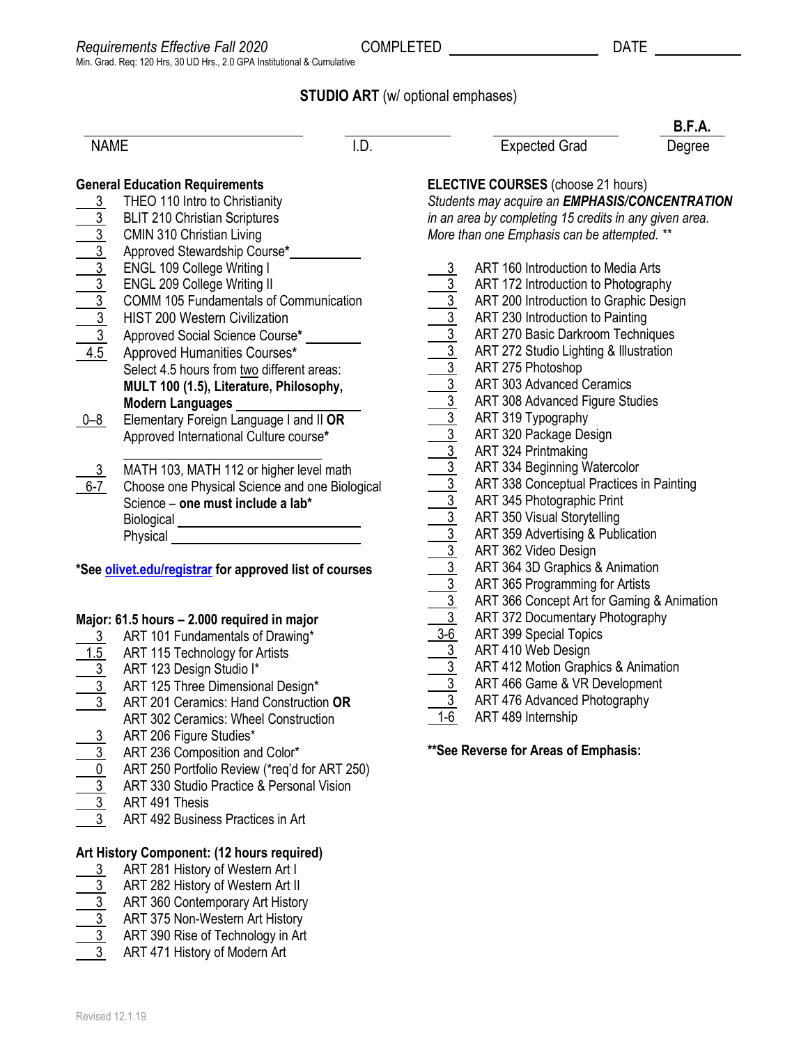*Requirements Effective Fall 2020* COMPLETED ____________ DATE ________

Min. Grad. Req: 120 Hrs, 30 UD Hrs., 2.0 GPA Institutional & Cumulative

## STUDIO ART (w/ optional emphases)

NAME ____________ I.D. ________ Expected Grad ________ **B.F.A.** Degree

### General Education Requirements

| | |
|---|---|
| 3 | THEO 110 Intro to Christianity |
| 3 | BLIT 210 Christian Scriptures |
| 3 | CMIN 310 Christian Living |
| 3 | Approved Stewardship Course* ________ |
| 3 | ENGL 109 College Writing I |
| 3 | ENGL 209 College Writing II |
| 3 | COMM 105 Fundamentals of Communication |
| 3 | HIST 200 Western Civilization |
| 3 | Approved Social Science Course* ________ |
| 4.5 | Approved Humanities Courses* Select 4.5 hours from two different areas: **MULT 100 (1.5), Literature, Philosophy, Modern Languages** ________ |
| 0–8 | Elementary Foreign Language I and II **OR** Approved International Culture course* ________ |
| 3 | MATH 103, MATH 112 or higher level math |
| 6-7 | Choose one Physical Science and one Biological Science – **one must include a lab*** Biological ________ Physical ________ |

***See olivet.edu/registrar for approved list of courses**

### Major: 61.5 hours – 2.000 required in major

| | |
|---|---|
| 3 | ART 101 Fundamentals of Drawing* |
| 1.5 | ART 115 Technology for Artists |
| 3 | ART 123 Design Studio I* |
| 3 | ART 125 Three Dimensional Design* |
| 3 | ART 201 Ceramics: Hand Construction **OR** ART 302 Ceramics: Wheel Construction |
| 3 | ART 206 Figure Studies* |
| 3 | ART 236 Composition and Color* |
| 0 | ART 250 Portfolio Review (*req'd for ART 250) |
| 3 | ART 330 Studio Practice & Personal Vision |
| 3 | ART 491 Thesis |
| 3 | ART 492 Business Practices in Art |

### Art History Component: (12 hours required)

| | |
|---|---|
| 3 | ART 281 History of Western Art I |
| 3 | ART 282 History of Western Art II |
| 3 | ART 360 Contemporary Art History |
| 3 | ART 375 Non-Western Art History |
| 3 | ART 390 Rise of Technology in Art |
| 3 | ART 471 History of Modern Art |

### ELECTIVE COURSES (choose 21 hours)

*Students may acquire an **EMPHASIS/CONCENTRATION** in an area by completing 15 credits in any given area. More than one Emphasis can be attempted. ***

| | |
|---|---|
| 3 | ART 160 Introduction to Media Arts |
| 3 | ART 172 Introduction to Photography |
| 3 | ART 200 Introduction to Graphic Design |
| 3 | ART 230 Introduction to Painting |
| 3 | ART 270 Basic Darkroom Techniques |
| 3 | ART 272 Studio Lighting & Illustration |
| 3 | ART 275 Photoshop |
| 3 | ART 303 Advanced Ceramics |
| 3 | ART 308 Advanced Figure Studies |
| 3 | ART 319 Typography |
| 3 | ART 320 Package Design |
| 3 | ART 324 Printmaking |
| 3 | ART 334 Beginning Watercolor |
| 3 | ART 338 Conceptual Practices in Painting |
| 3 | ART 345 Photographic Print |
| 3 | ART 350 Visual Storytelling |
| 3 | ART 359 Advertising & Publication |
| 3 | ART 362 Video Design |
| 3 | ART 364 3D Graphics & Animation |
| 3 | ART 365 Programming for Artists |
| 3 | ART 366 Concept Art for Gaming & Animation |
| 3 | ART 372 Documentary Photography |
| 3-6 | ART 399 Special Topics |
| 3 | ART 410 Web Design |
| 3 | ART 412 Motion Graphics & Animation |
| 3 | ART 466 Game & VR Development |
| 3 | ART 476 Advanced Photography |
| 1-6 | ART 489 Internship |

****See Reverse for Areas of Emphasis:**

Revised 12.1.19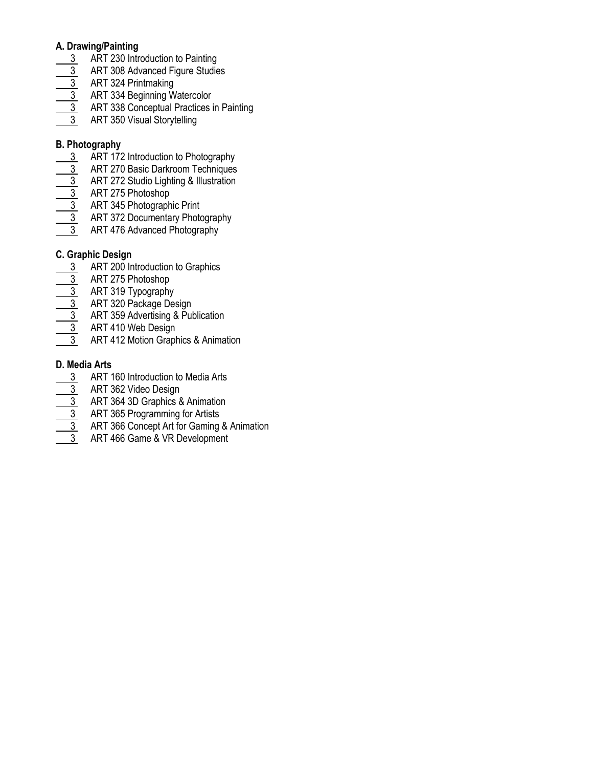**A. Drawing/Painting**

- 3 ART 230 Introduction to Painting
- 3 ART 308 Advanced Figure Studies
- 3 ART 324 Printmaking
- 3 ART 334 Beginning Watercolor
- 3 ART 338 Conceptual Practices in Painting
- 3 ART 350 Visual Storytelling

**B. Photography**

- 3 ART 172 Introduction to Photography
- 3 ART 270 Basic Darkroom Techniques
- 3 ART 272 Studio Lighting & Illustration
- 3 ART 275 Photoshop
- 3 ART 345 Photographic Print
- 3 ART 372 Documentary Photography
- 3 ART 476 Advanced Photography

**C. Graphic Design**

- 3 ART 200 Introduction to Graphics
- 3 ART 275 Photoshop
- 3 ART 319 Typography
- 3 ART 320 Package Design
- 3 ART 359 Advertising & Publication
- 3 ART 410 Web Design
- 3 ART 412 Motion Graphics & Animation

**D. Media Arts**

- 3 ART 160 Introduction to Media Arts
- 3 ART 362 Video Design
- 3 ART 364 3D Graphics & Animation
- 3 ART 365 Programming for Artists
- 3 ART 366 Concept Art for Gaming & Animation
- 3 ART 466 Game & VR Development